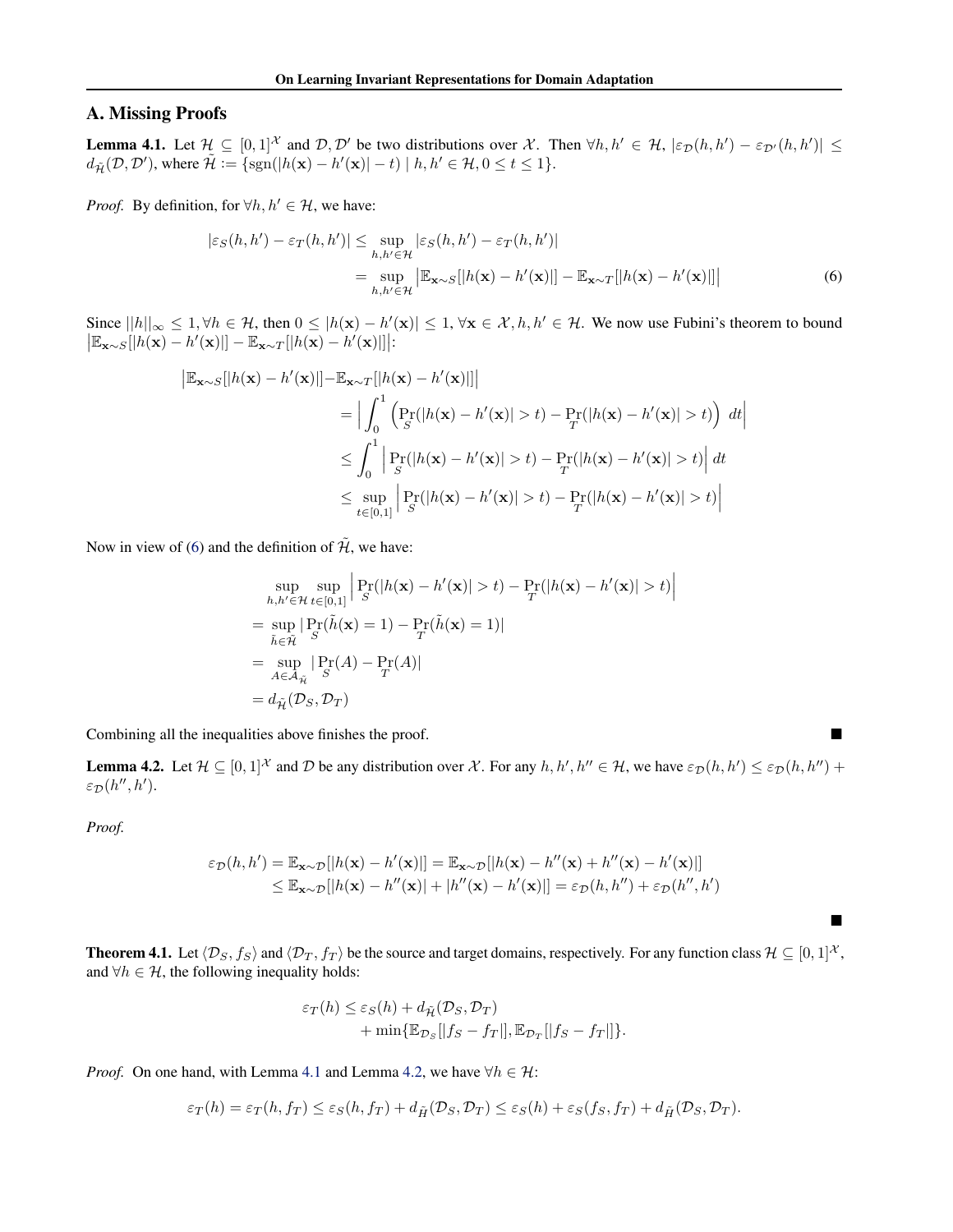## A. Missing Proofs

**Lemma 4.1.** Let $\mathcal{H} \subseteq [0,1]^{\mathcal{X}}$ and $\mathcal{D}, \mathcal{D}'$ be two distributions over $\mathcal{X}$. Then $\forall h, h' \in \mathcal{H}$, $|\varepsilon_{\mathcal{D}}(h, h') - \varepsilon_{\mathcal{D}'}(h, h')| \leq d_{\tilde{\mathcal{H}}}(\mathcal{D}, \mathcal{D}')$, where $\tilde{\mathcal{H}} := \{\text{sgn}(|h(\mathbf{x}) - h'(\mathbf{x})| - t) \mid h, h' \in \mathcal{H}, 0 \leq t \leq 1\}$.

*Proof.* By definition, for $\forall h, h' \in \mathcal{H}$, we have:

$$
\begin{aligned}
|\varepsilon_S(h, h') - \varepsilon_T(h, h')| &\leq \sup_{h, h' \in \mathcal{H}} |\varepsilon_S(h, h') - \varepsilon_T(h, h')| \\
&= \sup_{h, h' \in \mathcal{H}} \left| \mathbb{E}_{\mathbf{x} \sim S}[|h(\mathbf{x}) - h'(\mathbf{x})|] - \mathbb{E}_{\mathbf{x} \sim T}[|h(\mathbf{x}) - h'(\mathbf{x})|] \right| \qquad (6)
\end{aligned}
$$

Since $||h||_\infty \leq 1, \forall h \in \mathcal{H}$, then $0 \leq |h(\mathbf{x}) - h'(\mathbf{x})| \leq 1$, $\forall \mathbf{x} \in \mathcal{X}, h, h' \in \mathcal{H}$. We now use Fubini's theorem to bound $\left| \mathbb{E}_{\mathbf{x} \sim S}[|h(\mathbf{x}) - h'(\mathbf{x})|] - \mathbb{E}_{\mathbf{x} \sim T}[|h(\mathbf{x}) - h'(\mathbf{x})|] \right|$:

$$
\begin{aligned}
\left| \mathbb{E}_{\mathbf{x} \sim S}[|h(\mathbf{x}) - h'(\mathbf{x})|] - \mathbb{E}_{\mathbf{x} \sim T}[|h(\mathbf{x}) - h'(\mathbf{x})|] \right| &= \left| \int_0^1 \left( \Pr_S(|h(\mathbf{x}) - h'(\mathbf{x})| > t) - \Pr_T(|h(\mathbf{x}) - h'(\mathbf{x})| > t) \right) \, dt \right| \\
&\leq \int_0^1 \left| \Pr_S(|h(\mathbf{x}) - h'(\mathbf{x})| > t) - \Pr_T(|h(\mathbf{x}) - h'(\mathbf{x})| > t) \right| dt \\
&\leq \sup_{t \in [0,1]} \left| \Pr_S(|h(\mathbf{x}) - h'(\mathbf{x})| > t) - \Pr_T(|h(\mathbf{x}) - h'(\mathbf{x})| > t) \right|
\end{aligned}
$$

Now in view of (6) and the definition of $\tilde{\mathcal{H}}$, we have:

$$
\begin{aligned}
&\sup_{h, h' \in \mathcal{H}} \sup_{t \in [0,1]} \left| \Pr_S(|h(\mathbf{x}) - h'(\mathbf{x})| > t) - \Pr_T(|h(\mathbf{x}) - h'(\mathbf{x})| > t) \right| \\
&= \sup_{\tilde{h} \in \tilde{\mathcal{H}}} |\Pr_S(\tilde{h}(\mathbf{x}) = 1) - \Pr_T(\tilde{h}(\mathbf{x}) = 1)| \\
&= \sup_{A \in \mathcal{A}_{\tilde{\mathcal{H}}}} |\Pr_S(A) - \Pr_T(A)| \\
&= d_{\tilde{\mathcal{H}}}(\mathcal{D}_S, \mathcal{D}_T)
\end{aligned}
$$

Combining all the inequalities above finishes the proof. ∎

**Lemma 4.2.** Let $\mathcal{H} \subseteq [0,1]^{\mathcal{X}}$ and $\mathcal{D}$ be any distribution over $\mathcal{X}$. For any $h, h', h'' \in \mathcal{H}$, we have $\varepsilon_{\mathcal{D}}(h, h') \leq \varepsilon_{\mathcal{D}}(h, h'') + \varepsilon_{\mathcal{D}}(h'', h')$.

*Proof.*

$$
\begin{aligned}
\varepsilon_{\mathcal{D}}(h, h') = \mathbb{E}_{\mathbf{x} \sim \mathcal{D}}[|h(\mathbf{x}) - h'(\mathbf{x})|] &= \mathbb{E}_{\mathbf{x} \sim \mathcal{D}}[|h(\mathbf{x}) - h''(\mathbf{x}) + h''(\mathbf{x}) - h'(\mathbf{x})|] \\
&\leq \mathbb{E}_{\mathbf{x} \sim \mathcal{D}}[|h(\mathbf{x}) - h''(\mathbf{x})| + |h''(\mathbf{x}) - h'(\mathbf{x})|] = \varepsilon_{\mathcal{D}}(h, h'') + \varepsilon_{\mathcal{D}}(h'', h')
\end{aligned}
$$

∎

**Theorem 4.1.** Let $\langle \mathcal{D}_S, f_S \rangle$ and $\langle \mathcal{D}_T, f_T \rangle$ be the source and target domains, respectively. For any function class $\mathcal{H} \subseteq [0,1]^{\mathcal{X}}$, and $\forall h \in \mathcal{H}$, the following inequality holds:

$$
\begin{aligned}
\varepsilon_T(h) \leq \varepsilon_S(h) &+ d_{\tilde{\mathcal{H}}}(\mathcal{D}_S, \mathcal{D}_T) \\
&+ \min\{\mathbb{E}_{\mathcal{D}_S}[|f_S - f_T|], \mathbb{E}_{\mathcal{D}_T}[|f_S - f_T|]\}.
\end{aligned}
$$

*Proof.* On one hand, with Lemma 4.1 and Lemma 4.2, we have $\forall h \in \mathcal{H}$:

$$
\varepsilon_T(h) = \varepsilon_T(h, f_T) \leq \varepsilon_S(h, f_T) + d_{\tilde{H}}(\mathcal{D}_S, \mathcal{D}_T) \leq \varepsilon_S(h) + \varepsilon_S(f_S, f_T) + d_{\tilde{H}}(\mathcal{D}_S, \mathcal{D}_T).
$$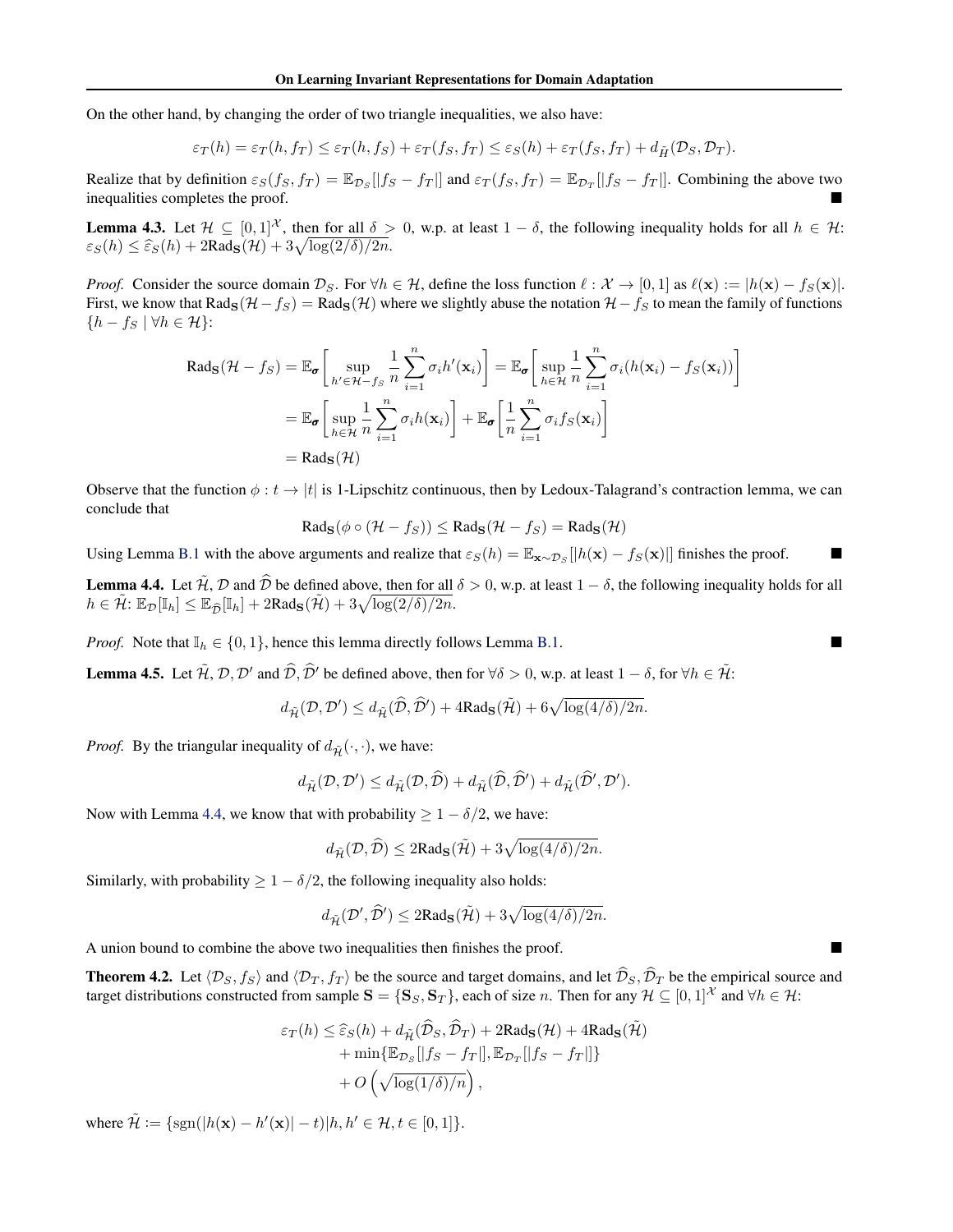On the other hand, by changing the order of two triangle inequalities, we also have:

$$\varepsilon_T(h) = \varepsilon_T(h, f_T) \leq \varepsilon_T(h, f_S) + \varepsilon_T(f_S, f_T) \leq \varepsilon_S(h) + \varepsilon_T(f_S, f_T) + d_{\tilde{H}}(\mathcal{D}_S, \mathcal{D}_T).$$

Realize that by definition $\varepsilon_S(f_S, f_T) = \mathbb{E}_{\mathcal{D}_S}[|f_S - f_T|]$ and $\varepsilon_T(f_S, f_T) = \mathbb{E}_{\mathcal{D}_T}[|f_S - f_T|]$. Combining the above two inequalities completes the proof. ■

**Lemma 4.3.** Let $\mathcal{H} \subseteq [0,1]^{\mathcal{X}}$, then for all $\delta > 0$, w.p. at least $1 - \delta$, the following inequality holds for all $h \in \mathcal{H}$: $\varepsilon_S(h) \leq \widehat{\varepsilon}_S(h) + 2\mathrm{Rad}_{\mathbf{S}}(\mathcal{H}) + 3\sqrt{\log(2/\delta)/2n}$.

*Proof.* Consider the source domain $\mathcal{D}_S$. For $\forall h \in \mathcal{H}$, define the loss function $\ell : \mathcal{X} \to [0,1]$ as $\ell(\mathbf{x}) := |h(\mathbf{x}) - f_S(\mathbf{x})|$. First, we know that $\mathrm{Rad}_{\mathbf{S}}(\mathcal{H} - f_S) = \mathrm{Rad}_{\mathbf{S}}(\mathcal{H})$ where we slightly abuse the notation $\mathcal{H} - f_S$ to mean the family of functions $\{h - f_S \mid \forall h \in \mathcal{H}\}$:

$$\begin{aligned}
\mathrm{Rad}_{\mathbf{S}}(\mathcal{H} - f_S) &= \mathbb{E}_{\boldsymbol{\sigma}}\left[\sup_{h' \in \mathcal{H} - f_S} \frac{1}{n}\sum_{i=1}^n \sigma_i h'(\mathbf{x}_i)\right] = \mathbb{E}_{\boldsymbol{\sigma}}\left[\sup_{h \in \mathcal{H}} \frac{1}{n}\sum_{i=1}^n \sigma_i (h(\mathbf{x}_i) - f_S(\mathbf{x}_i))\right] \\
&= \mathbb{E}_{\boldsymbol{\sigma}}\left[\sup_{h \in \mathcal{H}} \frac{1}{n}\sum_{i=1}^n \sigma_i h(\mathbf{x}_i)\right] + \mathbb{E}_{\boldsymbol{\sigma}}\left[\frac{1}{n}\sum_{i=1}^n \sigma_i f_S(\mathbf{x}_i)\right] \\
&= \mathrm{Rad}_{\mathbf{S}}(\mathcal{H})
\end{aligned}$$

Observe that the function $\phi : t \to |t|$ is 1-Lipschitz continuous, then by Ledoux-Talagrand's contraction lemma, we can conclude that

$$\mathrm{Rad}_{\mathbf{S}}(\phi \circ (\mathcal{H} - f_S)) \leq \mathrm{Rad}_{\mathbf{S}}(\mathcal{H} - f_S) = \mathrm{Rad}_{\mathbf{S}}(\mathcal{H})$$

Using Lemma B.1 with the above arguments and realize that $\varepsilon_S(h) = \mathbb{E}_{\mathbf{x} \sim \mathcal{D}_S}[|h(\mathbf{x}) - f_S(\mathbf{x})|]$ finishes the proof. ■

**Lemma 4.4.** Let $\tilde{\mathcal{H}}$, $\mathcal{D}$ and $\widehat{\mathcal{D}}$ be defined above, then for all $\delta > 0$, w.p. at least $1 - \delta$, the following inequality holds for all $h \in \tilde{\mathcal{H}}$: $\mathbb{E}_{\mathcal{D}}[\mathbb{I}_h] \leq \mathbb{E}_{\widehat{\mathcal{D}}}[\mathbb{I}_h] + 2\mathrm{Rad}_{\mathbf{S}}(\tilde{\mathcal{H}}) + 3\sqrt{\log(2/\delta)/2n}$.

*Proof.* Note that $\mathbb{I}_h \in \{0, 1\}$, hence this lemma directly follows Lemma B.1. ■

**Lemma 4.5.** Let $\tilde{\mathcal{H}}$, $\mathcal{D}, \mathcal{D}'$ and $\widehat{\mathcal{D}}, \widehat{\mathcal{D}}'$ be defined above, then for $\forall \delta > 0$, w.p. at least $1 - \delta$, for $\forall h \in \tilde{\mathcal{H}}$:

$$d_{\tilde{\mathcal{H}}}(\mathcal{D}, \mathcal{D}') \leq d_{\tilde{\mathcal{H}}}(\widehat{\mathcal{D}}, \widehat{\mathcal{D}}') + 4\mathrm{Rad}_{\mathbf{S}}(\tilde{\mathcal{H}}) + 6\sqrt{\log(4/\delta)/2n}.$$

*Proof.* By the triangular inequality of $d_{\tilde{\mathcal{H}}}(\cdot, \cdot)$, we have:

$$d_{\tilde{\mathcal{H}}}(\mathcal{D}, \mathcal{D}') \leq d_{\tilde{\mathcal{H}}}(\mathcal{D}, \widehat{\mathcal{D}}) + d_{\tilde{\mathcal{H}}}(\widehat{\mathcal{D}}, \widehat{\mathcal{D}}') + d_{\tilde{\mathcal{H}}}(\widehat{\mathcal{D}}', \mathcal{D}').$$

Now with Lemma 4.4, we know that with probability $\geq 1 - \delta/2$, we have:

$$d_{\tilde{\mathcal{H}}}(\mathcal{D}, \widehat{\mathcal{D}}) \leq 2\mathrm{Rad}_{\mathbf{S}}(\tilde{\mathcal{H}}) + 3\sqrt{\log(4/\delta)/2n}.$$

Similarly, with probability $\geq 1 - \delta/2$, the following inequality also holds:

$$d_{\tilde{\mathcal{H}}}(\mathcal{D}', \widehat{\mathcal{D}}') \leq 2\mathrm{Rad}_{\mathbf{S}}(\tilde{\mathcal{H}}) + 3\sqrt{\log(4/\delta)/2n}.$$

A union bound to combine the above two inequalities then finishes the proof. ■

**Theorem 4.2.** Let $\langle \mathcal{D}_S, f_S \rangle$ and $\langle \mathcal{D}_T, f_T \rangle$ be the source and target domains, and let $\widehat{\mathcal{D}}_S, \widehat{\mathcal{D}}_T$ be the empirical source and target distributions constructed from sample $\mathbf{S} = \{\mathbf{S}_S, \mathbf{S}_T\}$, each of size $n$. Then for any $\mathcal{H} \subseteq [0,1]^{\mathcal{X}}$ and $\forall h \in \mathcal{H}$:

$$\begin{aligned}
\varepsilon_T(h) \leq\ & \widehat{\varepsilon}_S(h) + d_{\tilde{\mathcal{H}}}(\widehat{\mathcal{D}}_S, \widehat{\mathcal{D}}_T) + 2\mathrm{Rad}_{\mathbf{S}}(\mathcal{H}) + 4\mathrm{Rad}_{\mathbf{S}}(\tilde{\mathcal{H}}) \\
& + \min\{\mathbb{E}_{\mathcal{D}_S}[|f_S - f_T|], \mathbb{E}_{\mathcal{D}_T}[|f_S - f_T|]\} \\
& + O\left(\sqrt{\log(1/\delta)/n}\right),
\end{aligned}$$

where $\tilde{\mathcal{H}} := \{\mathrm{sgn}(|h(\mathbf{x}) - h'(\mathbf{x})| - t) | h, h' \in \mathcal{H}, t \in [0,1]\}$.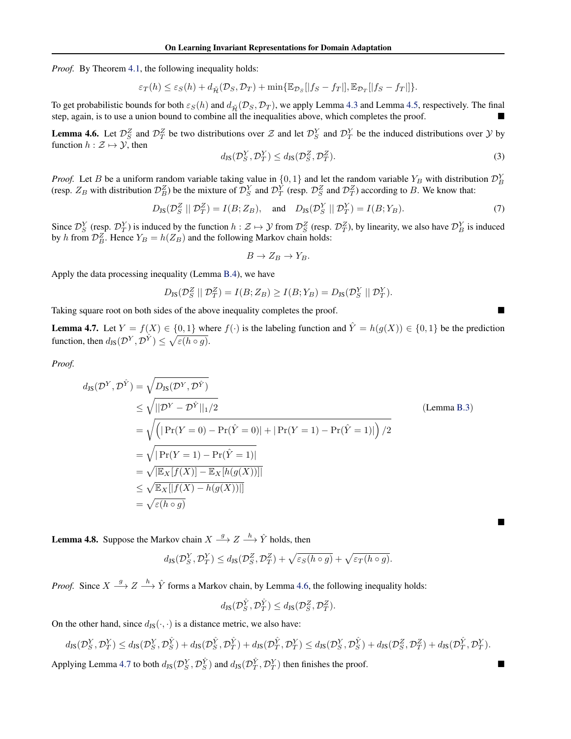*Proof.* By Theorem 4.1, the following inequality holds:

$$\varepsilon_T(h) \le \varepsilon_S(h) + d_{\tilde{\mathcal{H}}}(\mathcal{D}_S, \mathcal{D}_T) + \min\{\mathbb{E}_{\mathcal{D}_S}[|f_S - f_T|], \mathbb{E}_{\mathcal{D}_T}[|f_S - f_T|]\}.$$

To get probabilistic bounds for both $\varepsilon_S(h)$ and $d_{\tilde{\mathcal{H}}}(\mathcal{D}_S, \mathcal{D}_T)$, we apply Lemma 4.3 and Lemma 4.5, respectively. The final step, again, is to use a union bound to combine all the inequalities above, which completes the proof. ∎

**Lemma 4.6.** Let $\mathcal{D}_S^Z$ and $\mathcal{D}_T^Z$ be two distributions over $\mathcal{Z}$ and let $\mathcal{D}_S^Y$ and $\mathcal{D}_T^Y$ be the induced distributions over $\mathcal{Y}$ by function $h : \mathcal{Z} \mapsto \mathcal{Y}$, then

$$d_{\text{JS}}(\mathcal{D}_S^Y, \mathcal{D}_T^Y) \le d_{\text{JS}}(\mathcal{D}_S^Z, \mathcal{D}_T^Z). \tag{3}$$

*Proof.* Let $B$ be a uniform random variable taking value in $\{0, 1\}$ and let the random variable $Y_B$ with distribution $\mathcal{D}_B^Y$ (resp. $Z_B$ with distribution $\mathcal{D}_B^Z$) be the mixture of $\mathcal{D}_S^Y$ and $\mathcal{D}_T^Y$ (resp. $\mathcal{D}_S^Z$ and $\mathcal{D}_T^Z$) according to $B$. We know that:

$$D_{\text{JS}}(\mathcal{D}_S^Z \mid\mid \mathcal{D}_T^Z) = I(B; Z_B), \quad \text{and} \quad D_{\text{JS}}(\mathcal{D}_S^Y \mid\mid \mathcal{D}_T^Y) = I(B; Y_B). \tag{7}$$

Since $\mathcal{D}_S^Y$ (resp. $\mathcal{D}_T^Y$) is induced by the function $h : \mathcal{Z} \mapsto \mathcal{Y}$ from $\mathcal{D}_S^Z$ (resp. $\mathcal{D}_T^Z$), by linearity, we also have $\mathcal{D}_B^Y$ is induced by $h$ from $\mathcal{D}_B^Z$. Hence $Y_B = h(Z_B)$ and the following Markov chain holds:

$$B \to Z_B \to Y_B.$$

Apply the data processing inequality (Lemma B.4), we have

$$D_{\text{JS}}(\mathcal{D}_S^Z \mid\mid \mathcal{D}_T^Z) = I(B; Z_B) \ge I(B; Y_B) = D_{\text{JS}}(\mathcal{D}_S^Y \mid\mid \mathcal{D}_T^Y).$$

Taking square root on both sides of the above inequality completes the proof. ∎

**Lemma 4.7.** Let $Y = f(X) \in \{0, 1\}$ where $f(\cdot)$ is the labeling function and $\hat{Y} = h(g(X)) \in \{0, 1\}$ be the prediction function, then $d_{\text{JS}}(\mathcal{D}^Y, \mathcal{D}^{\hat{Y}}) \le \sqrt{\varepsilon(h \circ g)}$.

*Proof.*

$$\begin{aligned}
d_{\text{JS}}(\mathcal{D}^Y, \mathcal{D}^{\hat{Y}}) &= \sqrt{D_{\text{JS}}(\mathcal{D}^Y, \mathcal{D}^{\hat{Y}})} \\
&\le \sqrt{||\mathcal{D}^Y - \mathcal{D}^{\hat{Y}}||_1 / 2} \qquad \text{(Lemma B.3)} \\
&= \sqrt{\left(|\Pr(Y = 0) - \Pr(\hat{Y} = 0)| + |\Pr(Y = 1) - \Pr(\hat{Y} = 1)|\right)/2} \\
&= \sqrt{|\Pr(Y = 1) - \Pr(\hat{Y} = 1)|} \\
&= \sqrt{|\mathbb{E}_X[f(X)] - \mathbb{E}_X[h(g(X))]|} \\
&\le \sqrt{\mathbb{E}_X[|f(X) - h(g(X))|]} \\
&= \sqrt{\varepsilon(h \circ g)}
\end{aligned}$$

∎

**Lemma 4.8.** Suppose the Markov chain $X \xrightarrow{g} Z \xrightarrow{h} \hat{Y}$ holds, then

$$d_{\text{JS}}(\mathcal{D}_S^Y, \mathcal{D}_T^Y) \le d_{\text{JS}}(\mathcal{D}_S^Z, \mathcal{D}_T^Z) + \sqrt{\varepsilon_S(h \circ g)} + \sqrt{\varepsilon_T(h \circ g)}.$$

*Proof.* Since $X \xrightarrow{g} Z \xrightarrow{h} \hat{Y}$ forms a Markov chain, by Lemma 4.6, the following inequality holds:

$$d_{\text{JS}}(\mathcal{D}_S^{\hat{Y}}, \mathcal{D}_T^{\hat{Y}}) \le d_{\text{JS}}(\mathcal{D}_S^Z, \mathcal{D}_T^Z).$$

On the other hand, since $d_{\text{JS}}(\cdot, \cdot)$ is a distance metric, we also have:

$$d_{\text{JS}}(\mathcal{D}_S^Y, \mathcal{D}_T^Y) \le d_{\text{JS}}(\mathcal{D}_S^Y, \mathcal{D}_S^{\hat{Y}}) + d_{\text{JS}}(\mathcal{D}_S^{\hat{Y}}, \mathcal{D}_T^{\hat{Y}}) + d_{\text{JS}}(\mathcal{D}_T^{\hat{Y}}, \mathcal{D}_T^Y) \le d_{\text{JS}}(\mathcal{D}_S^Y, \mathcal{D}_S^{\hat{Y}}) + d_{\text{JS}}(\mathcal{D}_S^Z, \mathcal{D}_T^Z) + d_{\text{JS}}(\mathcal{D}_T^{\hat{Y}}, \mathcal{D}_T^Y).$$

Applying Lemma 4.7 to both $d_{\text{JS}}(\mathcal{D}_S^Y, \mathcal{D}_S^{\hat{Y}})$ and $d_{\text{JS}}(\mathcal{D}_T^{\hat{Y}}, \mathcal{D}_T^Y)$ then finishes the proof. ∎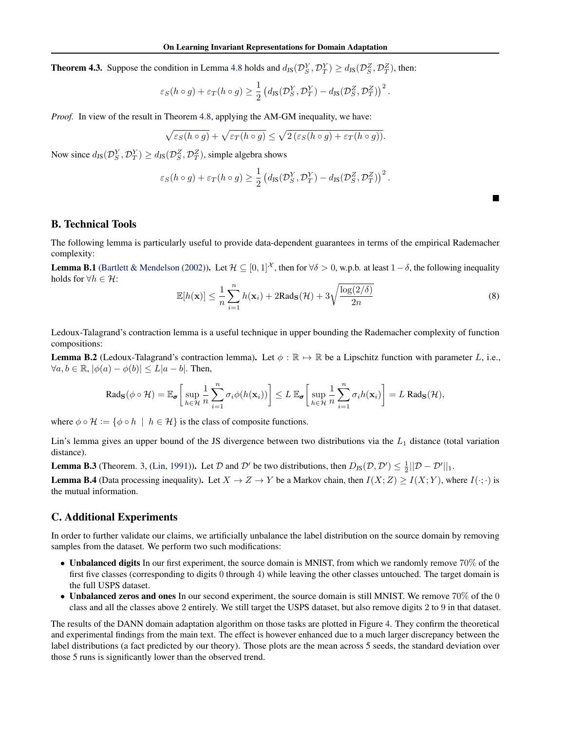**Theorem 4.3.** Suppose the condition in Lemma 4.8 holds and $d_{\text{JS}}(\mathcal{D}_S^Y, \mathcal{D}_T^Y) \geq d_{\text{JS}}(\mathcal{D}_S^Z, \mathcal{D}_T^Z)$, then:

$$\varepsilon_S(h \circ g) + \varepsilon_T(h \circ g) \geq \frac{1}{2}\left(d_{\text{JS}}(\mathcal{D}_S^Y, \mathcal{D}_T^Y) - d_{\text{JS}}(\mathcal{D}_S^Z, \mathcal{D}_T^Z)\right)^2.$$

*Proof.* In view of the result in Theorem 4.8, applying the AM-GM inequality, we have:

$$\sqrt{\varepsilon_S(h \circ g)} + \sqrt{\varepsilon_T(h \circ g)} \leq \sqrt{2\left(\varepsilon_S(h \circ g) + \varepsilon_T(h \circ g)\right)}.$$

Now since $d_{\text{JS}}(\mathcal{D}_S^Y, \mathcal{D}_T^Y) \geq d_{\text{JS}}(\mathcal{D}_S^Z, \mathcal{D}_T^Z)$, simple algebra shows

$$\varepsilon_S(h \circ g) + \varepsilon_T(h \circ g) \geq \frac{1}{2}\left(d_{\text{JS}}(\mathcal{D}_S^Y, \mathcal{D}_T^Y) - d_{\text{JS}}(\mathcal{D}_S^Z, \mathcal{D}_T^Z)\right)^2.$$

■

## B. Technical Tools

The following lemma is particularly useful to provide data-dependent guarantees in terms of the empirical Rademacher complexity:

**Lemma B.1** (Bartlett & Mendelson (2002)). Let $\mathcal{H} \subseteq [0, 1]^{\mathcal{X}}$, then for $\forall \delta > 0$, w.p.b. at least $1 - \delta$, the following inequality holds for $\forall h \in \mathcal{H}$:

$$\mathbb{E}[h(\mathbf{x})] \leq \frac{1}{n}\sum_{i=1}^{n} h(\mathbf{x}_i) + 2\text{Rad}_{\mathbf{S}}(\mathcal{H}) + 3\sqrt{\frac{\log(2/\delta)}{2n}} \tag{8}$$

Ledoux-Talagrand's contraction lemma is a useful technique in upper bounding the Rademacher complexity of function compositions:

**Lemma B.2** (Ledoux-Talagrand's contraction lemma). Let $\phi : \mathbb{R} \mapsto \mathbb{R}$ be a Lipschitz function with parameter $L$, i.e., $\forall a, b \in \mathbb{R}$, $|\phi(a) - \phi(b)| \leq L|a - b|$. Then,

$$\text{Rad}_{\mathbf{S}}(\phi \circ \mathcal{H}) = \mathbb{E}_{\boldsymbol{\sigma}}\left[\sup_{h \in \mathcal{H}} \frac{1}{n}\sum_{i=1}^{n} \sigma_i \phi(h(\mathbf{x}_i))\right] \leq L\, \mathbb{E}_{\boldsymbol{\sigma}}\left[\sup_{h \in \mathcal{H}} \frac{1}{n}\sum_{i=1}^{n} \sigma_i h(\mathbf{x}_i)\right] = L\, \text{Rad}_{\mathbf{S}}(\mathcal{H}),$$

where $\phi \circ \mathcal{H} := \{\phi \circ h \mid h \in \mathcal{H}\}$ is the class of composite functions.

Lin's lemma gives an upper bound of the JS divergence between two distributions via the $L_1$ distance (total variation distance).

**Lemma B.3** (Theorem. 3, (Lin, 1991)). Let $\mathcal{D}$ and $\mathcal{D}'$ be two distributions, then $D_{\text{JS}}(\mathcal{D}, \mathcal{D}') \leq \frac{1}{2}||\mathcal{D} - \mathcal{D}'||_1$.

**Lemma B.4** (Data processing inequality). Let $X \to Z \to Y$ be a Markov chain, then $I(X; Z) \geq I(X; Y)$, where $I(\cdot\,;\cdot)$ is the mutual information.

## C. Additional Experiments

In order to further validate our claims, we artificially unbalance the label distribution on the source domain by removing samples from the dataset. We perform two such modifications:

- **Unbalanced digits** In our first experiment, the source domain is MNIST, from which we randomly remove 70% of the first five classes (corresponding to digits 0 through 4) while leaving the other classes untouched. The target domain is the full USPS dataset.
- **Unbalanced zeros and ones** In our second experiment, the source domain is still MNIST. We remove 70% of the 0 class and all the classes above 2 entirely. We still target the USPS dataset, but also remove digits 2 to 9 in that dataset.

The results of the DANN domain adaptation algorithm on those tasks are plotted in Figure 4. They confirm the theoretical and experimental findings from the main text. The effect is however enhanced due to a much larger discrepancy between the label distributions (a fact predicted by our theory). Those plots are the mean across 5 seeds, the standard deviation over those 5 runs is significantly lower than the observed trend.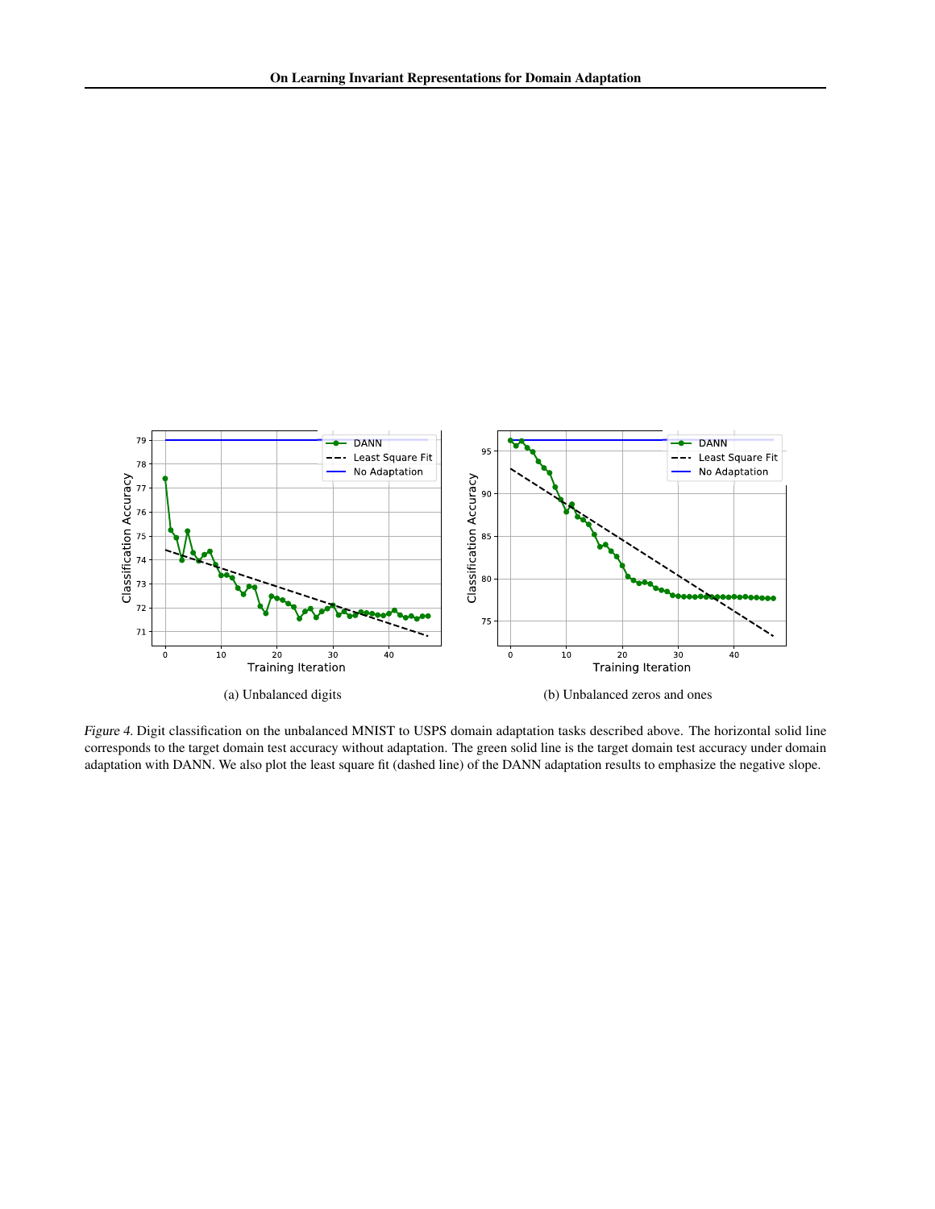DANN
Least Square Fit
No Adaptation

Classification Accuracy

79
78
77
76
75
74
73
72
71

0 10 20 30 40

Training Iteration

(a) Unbalanced digits

DANN
Least Square Fit
No Adaptation

Classification Accuracy

95
90
85
80
75

0 10 20 30 40

Training Iteration

(b) Unbalanced zeros and ones

*Figure 4.* Digit classification on the unbalanced MNIST to USPS domain adaptation tasks described above. The horizontal solid line corresponds to the target domain test accuracy without adaptation. The green solid line is the target domain test accuracy under domain adaptation with DANN. We also plot the least square fit (dashed line) of the DANN adaptation results to emphasize the negative slope.